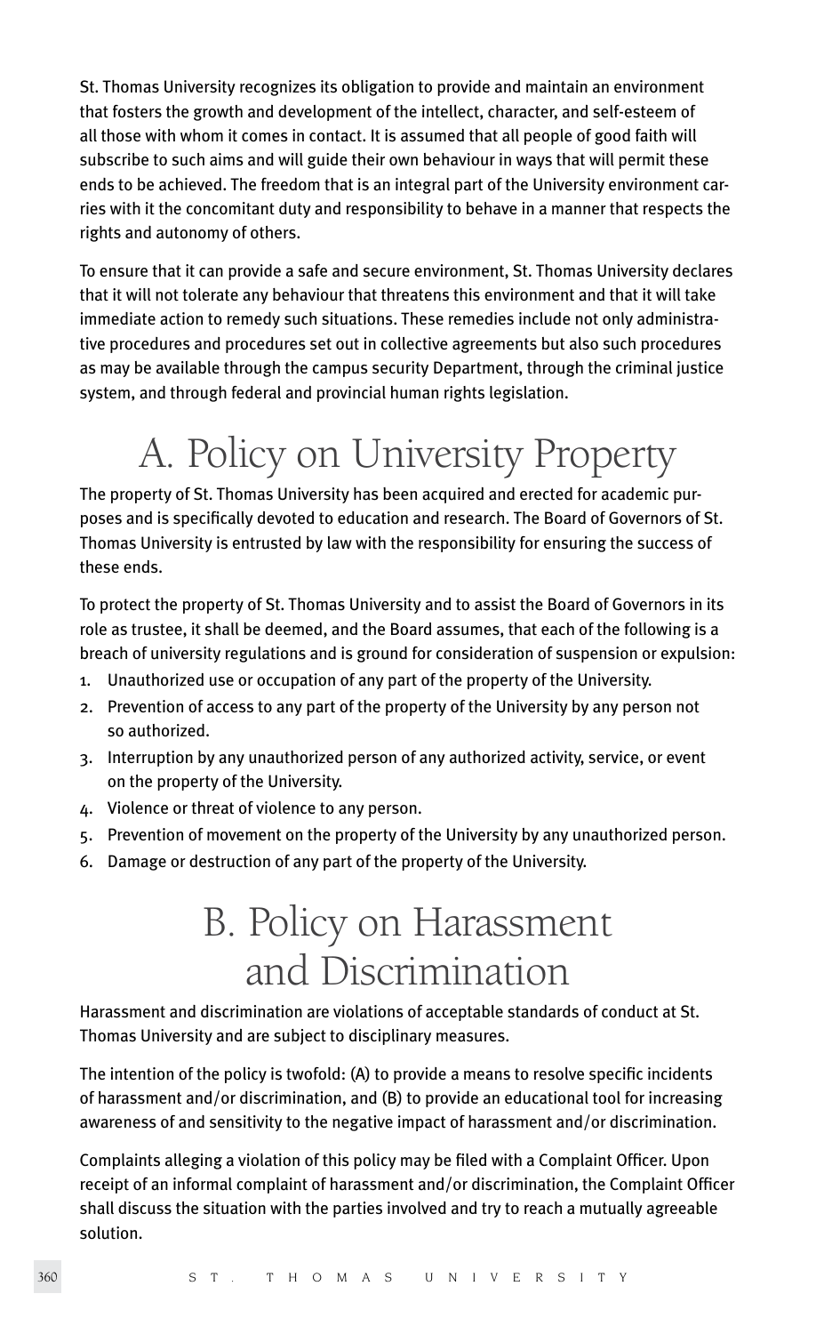St. Thomas University recognizes its obligation to provide and maintain an environment that fosters the growth and development of the intellect, character, and self-esteem of all those with whom it comes in contact. It is assumed that all people of good faith will subscribe to such aims and will guide their own behaviour in ways that will permit these ends to be achieved. The freedom that is an integral part of the University environment carries with it the concomitant duty and responsibility to behave in a manner that respects the rights and autonomy of others.

To ensure that it can provide a safe and secure environment, St. Thomas University declares that it will not tolerate any behaviour that threatens this environment and that it will take immediate action to remedy such situations. These remedies include not only administrative procedures and procedures set out in collective agreements but also such procedures as may be available through the campus security Department, through the criminal justice system, and through federal and provincial human rights legislation.

# A. Policy on University Property

The property of St. Thomas University has been acquired and erected for academic purposes and is specifically devoted to education and research. The Board of Governors of St. Thomas University is entrusted by law with the responsibility for ensuring the success of these ends.

To protect the property of St. Thomas University and to assist the Board of Governors in its role as trustee, it shall be deemed, and the Board assumes, that each of the following is a breach of university regulations and is ground for consideration of suspension or expulsion:

1. Unauthorized use or occupation of any part of the property of the University.
2. Prevention of access to any part of the property of the University by any person not so authorized.
3. Interruption by any unauthorized person of any authorized activity, service, or event on the property of the University.
4. Violence or threat of violence to any person.
5. Prevention of movement on the property of the University by any unauthorized person.
6. Damage or destruction of any part of the property of the University.

# B. Policy on Harassment and Discrimination

Harassment and discrimination are violations of acceptable standards of conduct at St. Thomas University and are subject to disciplinary measures.

The intention of the policy is twofold: (A) to provide a means to resolve specific incidents of harassment and/or discrimination, and (B) to provide an educational tool for increasing awareness of and sensitivity to the negative impact of harassment and/or discrimination.

Complaints alleging a violation of this policy may be filed with a Complaint Officer. Upon receipt of an informal complaint of harassment and/or discrimination, the Complaint Officer shall discuss the situation with the parties involved and try to reach a mutually agreeable solution.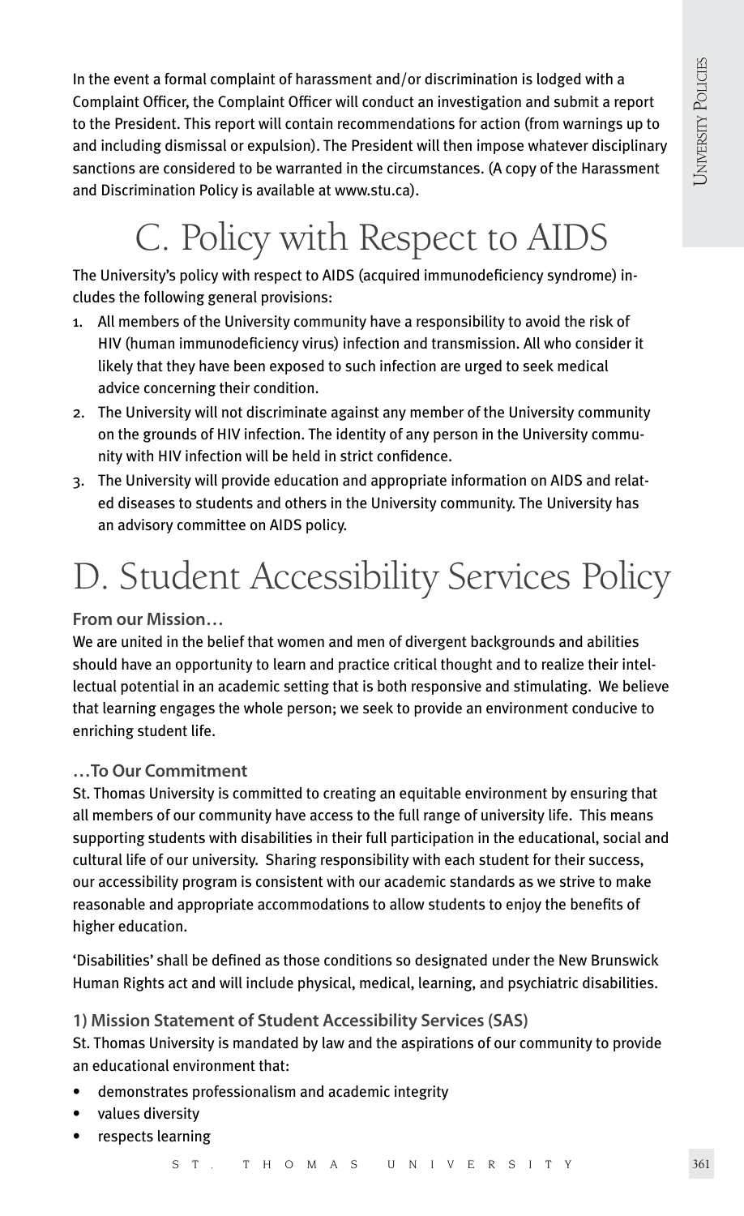In the event a formal complaint of harassment and/or discrimination is lodged with a Complaint Officer, the Complaint Officer will conduct an investigation and submit a report to the President. This report will contain recommendations for action (from warnings up to and including dismissal or expulsion). The President will then impose whatever disciplinary sanctions are considered to be warranted in the circumstances. (A copy of the Harassment and Discrimination Policy is available at www.stu.ca).

# C. Policy with Respect to AIDS

The University's policy with respect to AIDS (acquired immunodeficiency syndrome) includes the following general provisions:

1. All members of the University community have a responsibility to avoid the risk of HIV (human immunodeficiency virus) infection and transmission. All who consider it likely that they have been exposed to such infection are urged to seek medical advice concerning their condition.
2. The University will not discriminate against any member of the University community on the grounds of HIV infection. The identity of any person in the University community with HIV infection will be held in strict confidence.
3. The University will provide education and appropriate information on AIDS and related diseases to students and others in the University community. The University has an advisory committee on AIDS policy.

# D. Student Accessibility Services Policy

### From our Mission…

We are united in the belief that women and men of divergent backgrounds and abilities should have an opportunity to learn and practice critical thought and to realize their intellectual potential in an academic setting that is both responsive and stimulating. We believe that learning engages the whole person; we seek to provide an environment conducive to enriching student life.

### …To Our Commitment

St. Thomas University is committed to creating an equitable environment by ensuring that all members of our community have access to the full range of university life. This means supporting students with disabilities in their full participation in the educational, social and cultural life of our university. Sharing responsibility with each student for their success, our accessibility program is consistent with our academic standards as we strive to make reasonable and appropriate accommodations to allow students to enjoy the benefits of higher education.

'Disabilities' shall be defined as those conditions so designated under the New Brunswick Human Rights act and will include physical, medical, learning, and psychiatric disabilities.

### 1) Mission Statement of Student Accessibility Services (SAS)

St. Thomas University is mandated by law and the aspirations of our community to provide an educational environment that:

- demonstrates professionalism and academic integrity
- values diversity
- respects learning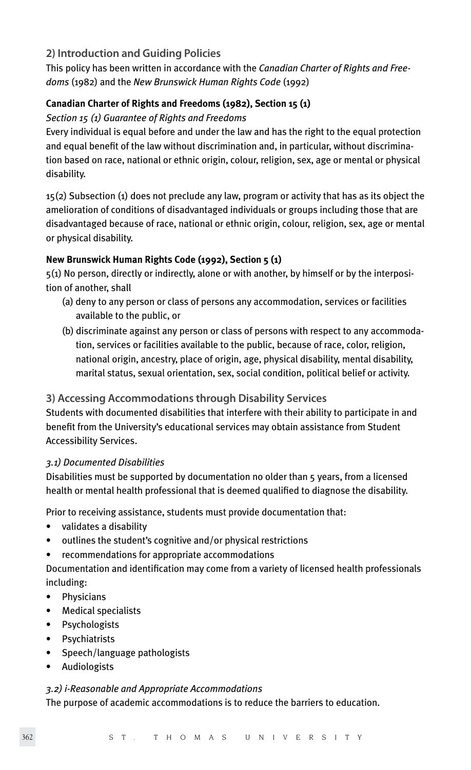## 2) Introduction and Guiding Policies

This policy has been written in accordance with the *Canadian Charter of Rights and Freedoms* (1982) and the *New Brunswick Human Rights Code* (1992)

**Canadian Charter of Rights and Freedoms (1982), Section 15 (1)**

*Section 15 (1) Guarantee of Rights and Freedoms*

Every individual is equal before and under the law and has the right to the equal protection and equal benefit of the law without discrimination and, in particular, without discrimination based on race, national or ethnic origin, colour, religion, sex, age or mental or physical disability.

15(2) Subsection (1) does not preclude any law, program or activity that has as its object the amelioration of conditions of disadvantaged individuals or groups including those that are disadvantaged because of race, national or ethnic origin, colour, religion, sex, age or mental or physical disability.

**New Brunswick Human Rights Code (1992), Section 5 (1)**

5(1) No person, directly or indirectly, alone or with another, by himself or by the interposition of another, shall

- (a) deny to any person or class of persons any accommodation, services or facilities available to the public, or
- (b) discriminate against any person or class of persons with respect to any accommodation, services or facilities available to the public, because of race, color, religion, national origin, ancestry, place of origin, age, physical disability, mental disability, marital status, sexual orientation, sex, social condition, political belief or activity.

## 3) Accessing Accommodations through Disability Services

Students with documented disabilities that interfere with their ability to participate in and benefit from the University's educational services may obtain assistance from Student Accessibility Services.

*3.1) Documented Disabilities*

Disabilities must be supported by documentation no older than 5 years, from a licensed health or mental health professional that is deemed qualified to diagnose the disability.

Prior to receiving assistance, students must provide documentation that:

- validates a disability
- outlines the student's cognitive and/or physical restrictions
- recommendations for appropriate accommodations

Documentation and identification may come from a variety of licensed health professionals including:

- Physicians
- Medical specialists
- Psychologists
- Psychiatrists
- Speech/language pathologists
- Audiologists

*3.2) i-Reasonable and Appropriate Accommodations*

The purpose of academic accommodations is to reduce the barriers to education.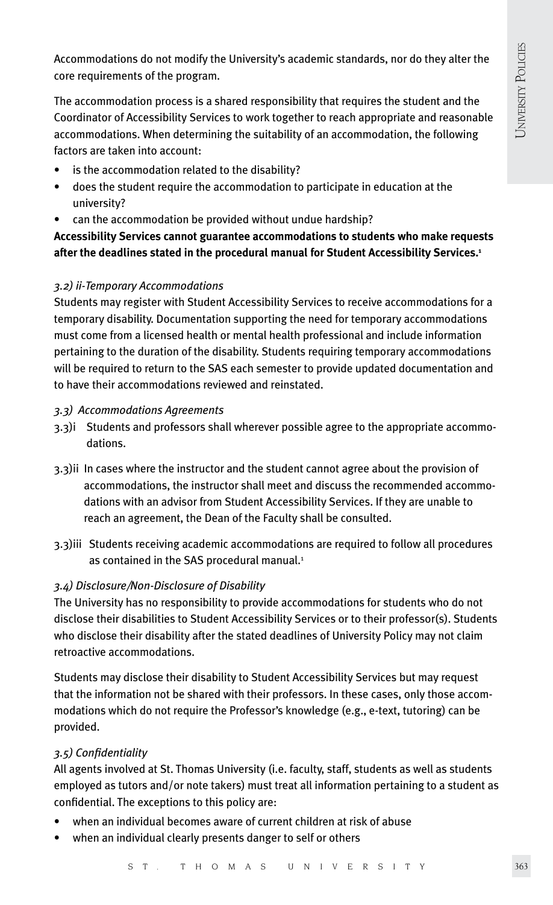Accommodations do not modify the University's academic standards, nor do they alter the core requirements of the program.

The accommodation process is a shared responsibility that requires the student and the Coordinator of Accessibility Services to work together to reach appropriate and reasonable accommodations. When determining the suitability of an accommodation, the following factors are taken into account:

- is the accommodation related to the disability?
- does the student require the accommodation to participate in education at the university?
- can the accommodation be provided without undue hardship?

**Accessibility Services cannot guarantee accommodations to students who make requests after the deadlines stated in the procedural manual for Student Accessibility Services.[1]**

*3.2) ii-Temporary Accommodations*

Students may register with Student Accessibility Services to receive accommodations for a temporary disability. Documentation supporting the need for temporary accommodations must come from a licensed health or mental health professional and include information pertaining to the duration of the disability. Students requiring temporary accommodations will be required to return to the SAS each semester to provide updated documentation and to have their accommodations reviewed and reinstated.

*3.3) Accommodations Agreements*

3.3)i Students and professors shall wherever possible agree to the appropriate accommodations.

3.3)ii In cases where the instructor and the student cannot agree about the provision of accommodations, the instructor shall meet and discuss the recommended accommodations with an advisor from Student Accessibility Services. If they are unable to reach an agreement, the Dean of the Faculty shall be consulted.

3.3)iii Students receiving academic accommodations are required to follow all procedures as contained in the SAS procedural manual.[1]

*3.4) Disclosure/Non-Disclosure of Disability*

The University has no responsibility to provide accommodations for students who do not disclose their disabilities to Student Accessibility Services or to their professor(s). Students who disclose their disability after the stated deadlines of University Policy may not claim retroactive accommodations.

Students may disclose their disability to Student Accessibility Services but may request that the information not be shared with their professors. In these cases, only those accommodations which do not require the Professor's knowledge (e.g., e-text, tutoring) can be provided.

*3.5) Confidentiality*

All agents involved at St. Thomas University (i.e. faculty, staff, students as well as students employed as tutors and/or note takers) must treat all information pertaining to a student as confidential. The exceptions to this policy are:

- when an individual becomes aware of current children at risk of abuse
- when an individual clearly presents danger to self or others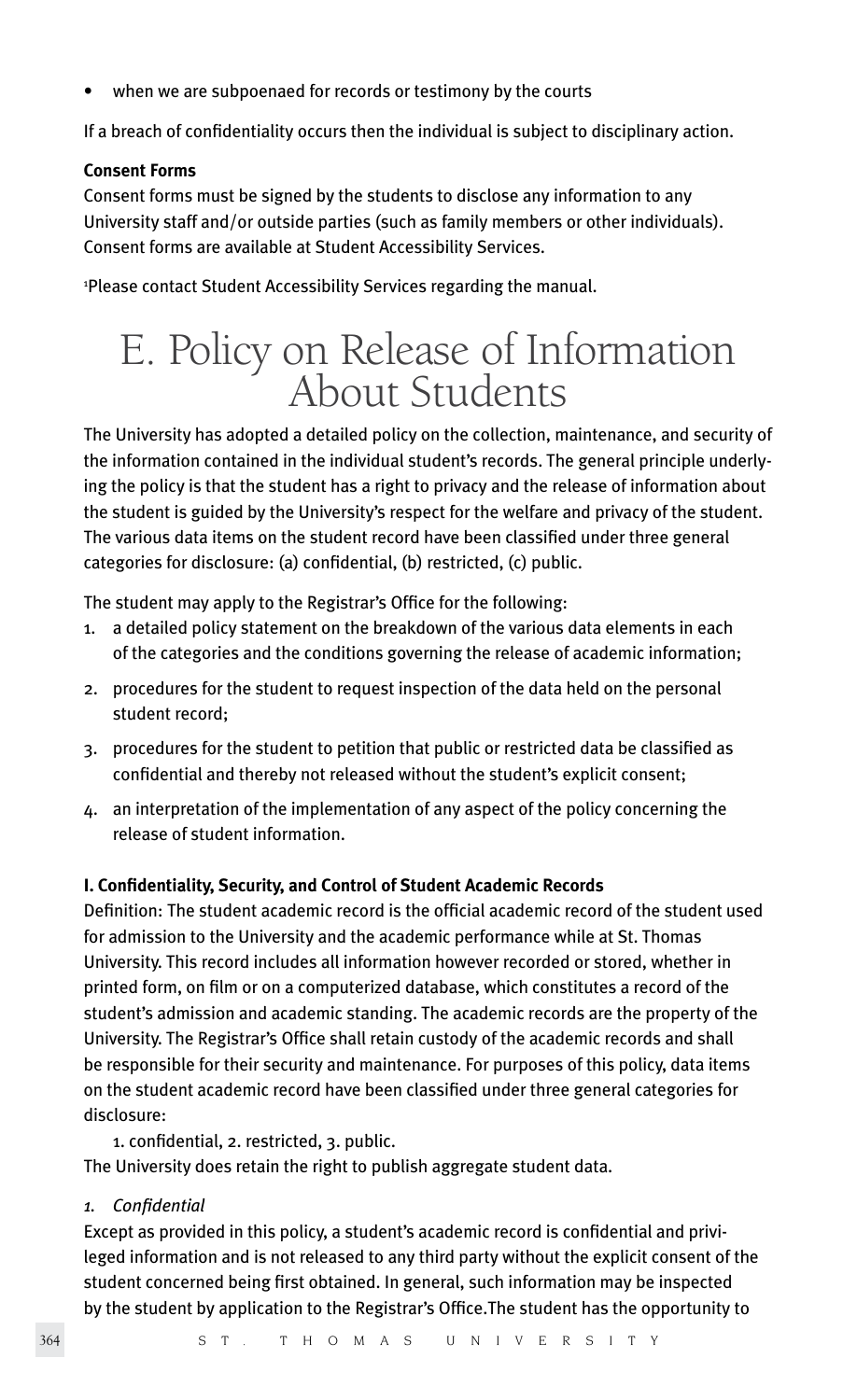- when we are subpoenaed for records or testimony by the courts

If a breach of confidentiality occurs then the individual is subject to disciplinary action.

**Consent Forms**

Consent forms must be signed by the students to disclose any information to any University staff and/or outside parties (such as family members or other individuals). Consent forms are available at Student Accessibility Services.

[1]Please contact Student Accessibility Services regarding the manual.

# E. Policy on Release of Information About Students

The University has adopted a detailed policy on the collection, maintenance, and security of the information contained in the individual student's records. The general principle underlying the policy is that the student has a right to privacy and the release of information about the student is guided by the University's respect for the welfare and privacy of the student. The various data items on the student record have been classified under three general categories for disclosure: (a) confidential, (b) restricted, (c) public.

The student may apply to the Registrar's Office for the following:

1. a detailed policy statement on the breakdown of the various data elements in each of the categories and the conditions governing the release of academic information;
2. procedures for the student to request inspection of the data held on the personal student record;
3. procedures for the student to petition that public or restricted data be classified as confidential and thereby not released without the student's explicit consent;
4. an interpretation of the implementation of any aspect of the policy concerning the release of student information.

**I. Confidentiality, Security, and Control of Student Academic Records**

Definition: The student academic record is the official academic record of the student used for admission to the University and the academic performance while at St. Thomas University. This record includes all information however recorded or stored, whether in printed form, on film or on a computerized database, which constitutes a record of the student's admission and academic standing. The academic records are the property of the University. The Registrar's Office shall retain custody of the academic records and shall be responsible for their security and maintenance. For purposes of this policy, data items on the student academic record have been classified under three general categories for disclosure:

1. confidential, 2. restricted, 3. public.

The University does retain the right to publish aggregate student data.

*1. Confidential*

Except as provided in this policy, a student's academic record is confidential and privileged information and is not released to any third party without the explicit consent of the student concerned being first obtained. In general, such information may be inspected by the student by application to the Registrar's Office.The student has the opportunity to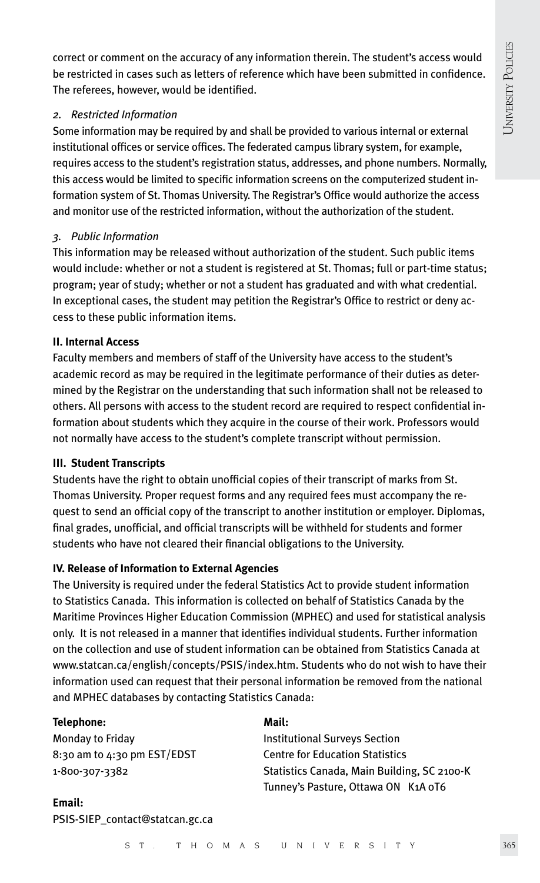correct or comment on the accuracy of any information therein. The student's access would be restricted in cases such as letters of reference which have been submitted in confidence. The referees, however, would be identified.

*2. Restricted Information*

Some information may be required by and shall be provided to various internal or external institutional offices or service offices. The federated campus library system, for example, requires access to the student's registration status, addresses, and phone numbers. Normally, this access would be limited to specific information screens on the computerized student information system of St. Thomas University. The Registrar's Office would authorize the access and monitor use of the restricted information, without the authorization of the student.

*3. Public Information*

This information may be released without authorization of the student. Such public items would include: whether or not a student is registered at St. Thomas; full or part-time status; program; year of study; whether or not a student has graduated and with what credential. In exceptional cases, the student may petition the Registrar's Office to restrict or deny access to these public information items.

**II. Internal Access**

Faculty members and members of staff of the University have access to the student's academic record as may be required in the legitimate performance of their duties as determined by the Registrar on the understanding that such information shall not be released to others. All persons with access to the student record are required to respect confidential information about students which they acquire in the course of their work. Professors would not normally have access to the student's complete transcript without permission.

**III. Student Transcripts**

Students have the right to obtain unofficial copies of their transcript of marks from St. Thomas University. Proper request forms and any required fees must accompany the request to send an official copy of the transcript to another institution or employer. Diplomas, final grades, unofficial, and official transcripts will be withheld for students and former students who have not cleared their financial obligations to the University.

**IV. Release of Information to External Agencies**

The University is required under the federal Statistics Act to provide student information to Statistics Canada. This information is collected on behalf of Statistics Canada by the Maritime Provinces Higher Education Commission (MPHEC) and used for statistical analysis only. It is not released in a manner that identifies individual students. Further information on the collection and use of student information can be obtained from Statistics Canada at www.statcan.ca/english/concepts/PSIS/index.htm. Students who do not wish to have their information used can request that their personal information be removed from the national and MPHEC databases by contacting Statistics Canada:

**Telephone:**
Monday to Friday
8:30 am to 4:30 pm EST/EDST
1-800-307-3382

**Mail:**
Institutional Surveys Section
Centre for Education Statistics
Statistics Canada, Main Building, SC 2100-K
Tunney's Pasture, Ottawa ON K1A 0T6

**Email:**
PSIS-SIEP_contact@statcan.gc.ca